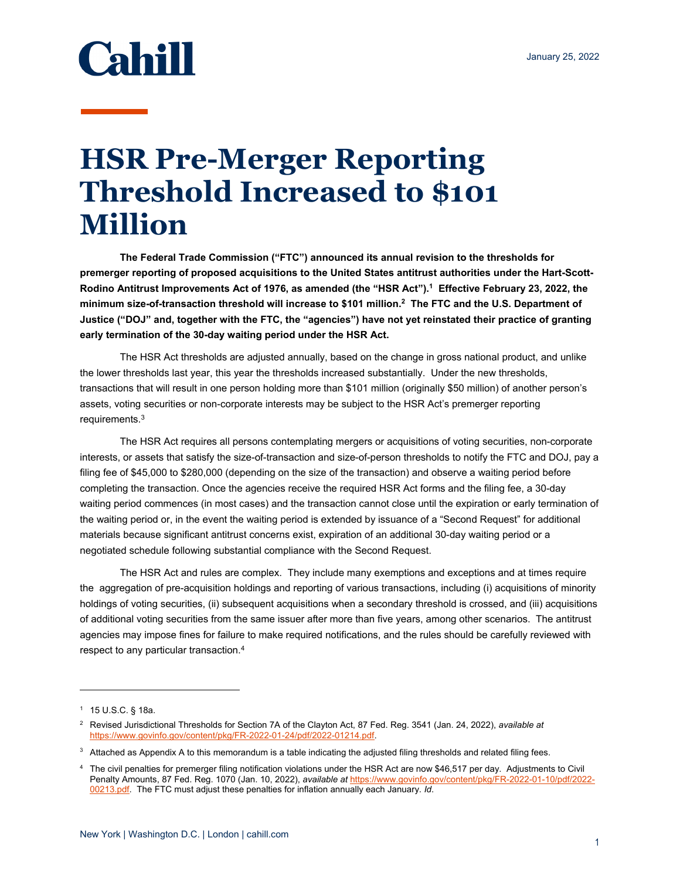Cahill

January 25, 2022

# HSR Pre-Merger Reporting Threshold Increased to $101 Million

**The Federal Trade Commission ("FTC") announced its annual revision to the thresholds for premerger reporting of proposed acquisitions to the United States antitrust authorities under the Hart-Scott-Rodino Antitrust Improvements Act of 1976, as amended (the "HSR Act").[1] Effective February 23, 2022, the minimum size-of-transaction threshold will increase to $101 million.[2] The FTC and the U.S. Department of Justice ("DOJ" and, together with the FTC, the "agencies") have not yet reinstated their practice of granting early termination of the 30-day waiting period under the HSR Act.**

The HSR Act thresholds are adjusted annually, based on the change in gross national product, and unlike the lower thresholds last year, this year the thresholds increased substantially. Under the new thresholds, transactions that will result in one person holding more than $101 million (originally $50 million) of another person's assets, voting securities or non-corporate interests may be subject to the HSR Act's premerger reporting requirements.[3]

The HSR Act requires all persons contemplating mergers or acquisitions of voting securities, non-corporate interests, or assets that satisfy the size-of-transaction and size-of-person thresholds to notify the FTC and DOJ, pay a filing fee of $45,000 to $280,000 (depending on the size of the transaction) and observe a waiting period before completing the transaction. Once the agencies receive the required HSR Act forms and the filing fee, a 30-day waiting period commences (in most cases) and the transaction cannot close until the expiration or early termination of the waiting period or, in the event the waiting period is extended by issuance of a "Second Request" for additional materials because significant antitrust concerns exist, expiration of an additional 30-day waiting period or a negotiated schedule following substantial compliance with the Second Request.

The HSR Act and rules are complex. They include many exemptions and exceptions and at times require the aggregation of pre-acquisition holdings and reporting of various transactions, including (i) acquisitions of minority holdings of voting securities, (ii) subsequent acquisitions when a secondary threshold is crossed, and (iii) acquisitions of additional voting securities from the same issuer after more than five years, among other scenarios. The antitrust agencies may impose fines for failure to make required notifications, and the rules should be carefully reviewed with respect to any particular transaction.[4]

---

[1] 15 U.S.C. § 18a.

[2] Revised Jurisdictional Thresholds for Section 7A of the Clayton Act, 87 Fed. Reg. 3541 (Jan. 24, 2022), *available at* https://www.govinfo.gov/content/pkg/FR-2022-01-24/pdf/2022-01214.pdf.

[3] Attached as Appendix A to this memorandum is a table indicating the adjusted filing thresholds and related filing fees.

[4] The civil penalties for premerger filing notification violations under the HSR Act are now $46,517 per day. Adjustments to Civil Penalty Amounts, 87 Fed. Reg. 1070 (Jan. 10, 2022), *available at* https://www.govinfo.gov/content/pkg/FR-2022-01-10/pdf/2022-00213.pdf. The FTC must adjust these penalties for inflation annually each January. *Id*.

New York | Washington D.C. | London | cahill.com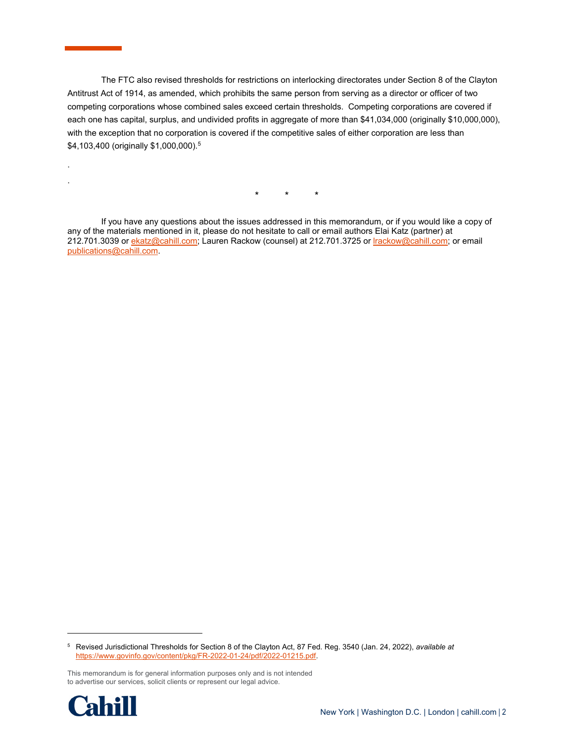The FTC also revised thresholds for restrictions on interlocking directorates under Section 8 of the Clayton Antitrust Act of 1914, as amended, which prohibits the same person from serving as a director or officer of two competing corporations whose combined sales exceed certain thresholds. Competing corporations are covered if each one has capital, surplus, and undivided profits in aggregate of more than $41,034,000 (originally $10,000,000), with the exception that no corporation is covered if the competitive sales of either corporation are less than $4,103,400 (originally $1,000,000).[5]

.

.

\* \* \*

If you have any questions about the issues addressed in this memorandum, or if you would like a copy of any of the materials mentioned in it, please do not hesitate to call or email authors Elai Katz (partner) at 212.701.3039 or [ekatz@cahill.com](mailto:ekatz@cahill.com); Lauren Rackow (counsel) at 212.701.3725 or [lrackow@cahill.com](mailto:lrackow@cahill.com); or email [publications@cahill.com](mailto:publications@cahill.com).

---

[5] Revised Jurisdictional Thresholds for Section 8 of the Clayton Act, 87 Fed. Reg. 3540 (Jan. 24, 2022), *available at* [https://www.govinfo.gov/content/pkg/FR-2022-01-24/pdf/2022-01215.pdf](https://www.govinfo.gov/content/pkg/FR-2022-01-24/pdf/2022-01215.pdf).

This memorandum is for general information purposes only and is not intended to advertise our services, solicit clients or represent our legal advice.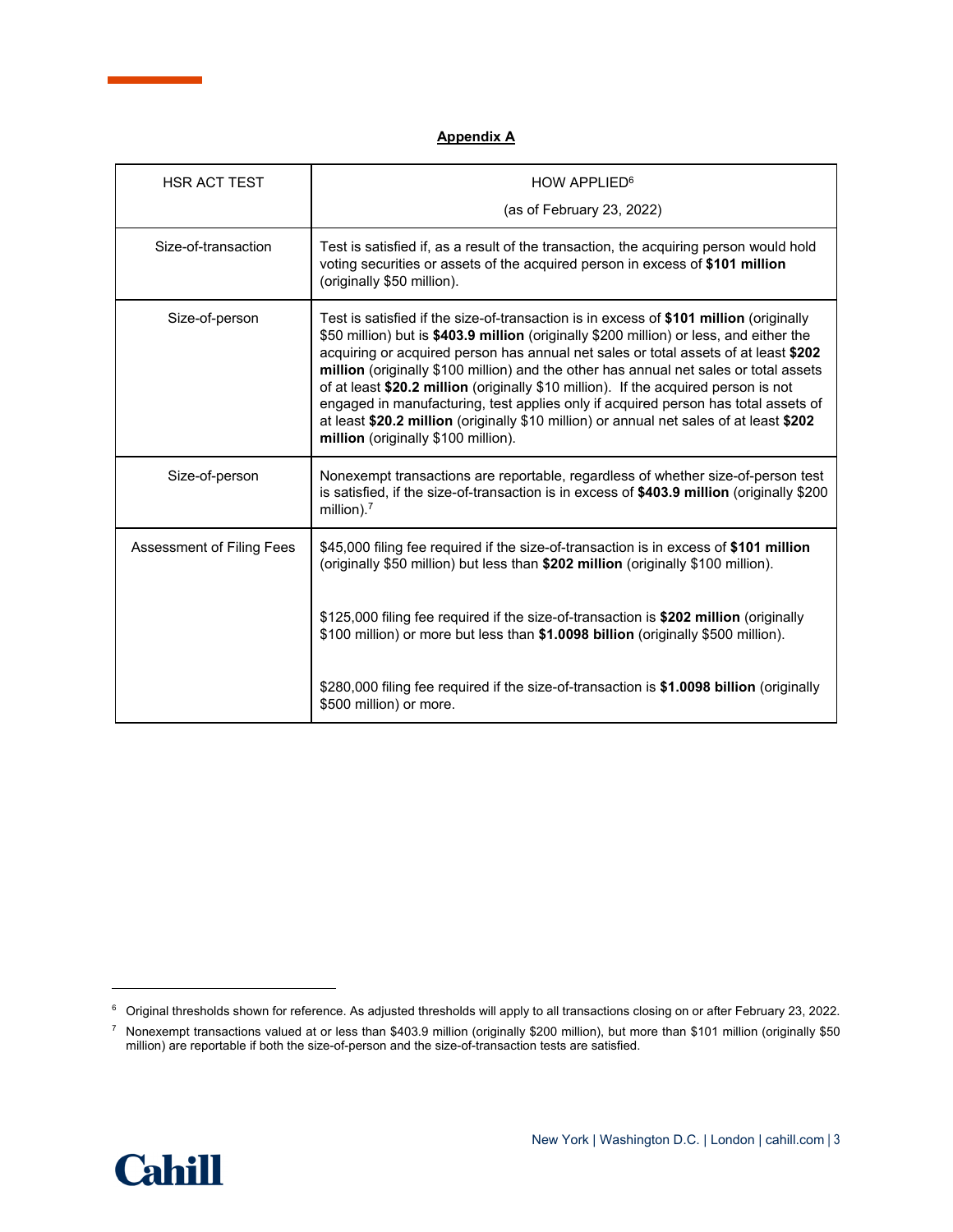**Appendix A**

| HSR ACT TEST | HOW APPLIED[6] (as of February 23, 2022) |
|---|---|
| Size-of-transaction | Test is satisfied if, as a result of the transaction, the acquiring person would hold voting securities or assets of the acquired person in excess of **$101 million** (originally $50 million). |
| Size-of-person | Test is satisfied if the size-of-transaction is in excess of **$101 million** (originally $50 million) but is **$403.9 million** (originally $200 million) or less, and either the acquiring or acquired person has annual net sales or total assets of at least **$202 million** (originally $100 million) and the other has annual net sales or total assets of at least **$20.2 million** (originally $10 million). If the acquired person is not engaged in manufacturing, test applies only if acquired person has total assets of at least **$20.2 million** (originally $10 million) or annual net sales of at least **$202 million** (originally $100 million). |
| Size-of-person | Nonexempt transactions are reportable, regardless of whether size-of-person test is satisfied, if the size-of-transaction is in excess of **$403.9 million** (originally $200 million).[7] |
| Assessment of Filing Fees | $45,000 filing fee required if the size-of-transaction is in excess of **$101 million** (originally $50 million) but less than **$202 million** (originally $100 million).<br><br>$125,000 filing fee required if the size-of-transaction is **$202 million** (originally $100 million) or more but less than **$1.0098 billion** (originally $500 million).<br><br>$280,000 filing fee required if the size-of-transaction is **$1.0098 billion** (originally $500 million) or more. |

[6] Original thresholds shown for reference. As adjusted thresholds will apply to all transactions closing on or after February 23, 2022.

[7] Nonexempt transactions valued at or less than $403.9 million (originally $200 million), but more than $101 million (originally $50 million) are reportable if both the size-of-person and the size-of-transaction tests are satisfied.